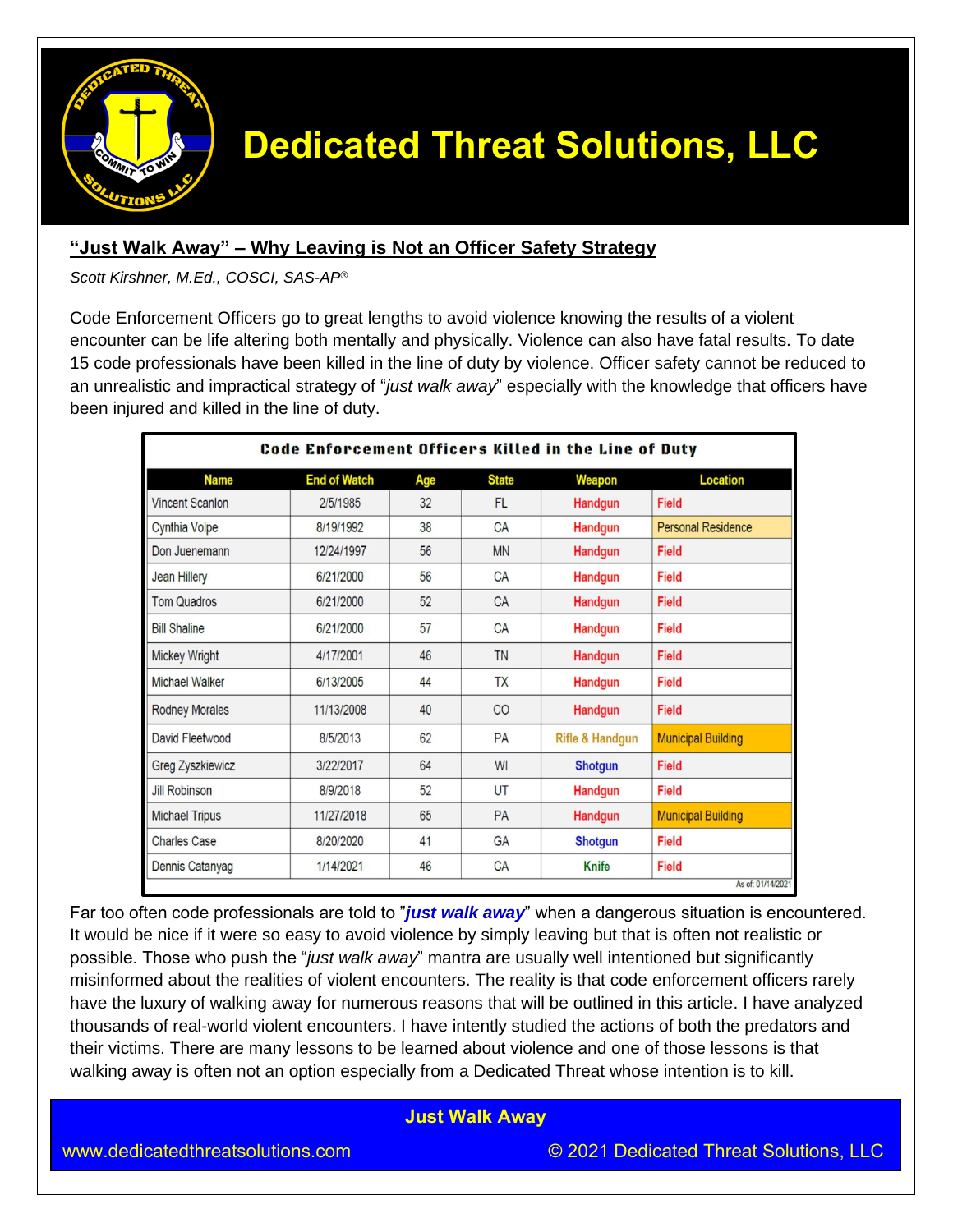# Dedicated Threat Solutions, LLC

## "Just Walk Away" – Why Leaving is Not an Officer Safety Strategy

*Scott Kirshner, M.Ed., COSCI, SAS-AP®*

Code Enforcement Officers go to great lengths to avoid violence knowing the results of a violent encounter can be life altering both mentally and physically. Violence can also have fatal results. To date 15 code professionals have been killed in the line of duty by violence. Officer safety cannot be reduced to an unrealistic and impractical strategy of "*just walk away*" especially with the knowledge that officers have been injured and killed in the line of duty.

**Code Enforcement Officers Killed in the Line of Duty**

| Name | End of Watch | Age | State | Weapon | Location |
|---|---|---|---|---|---|
| Vincent Scanlon | 2/5/1985 | 32 | FL | Handgun | Field |
| Cynthia Volpe | 8/19/1992 | 38 | CA | Handgun | Personal Residence |
| Don Juenemann | 12/24/1997 | 56 | MN | Handgun | Field |
| Jean Hillery | 6/21/2000 | 56 | CA | Handgun | Field |
| Tom Quadros | 6/21/2000 | 52 | CA | Handgun | Field |
| Bill Shaline | 6/21/2000 | 57 | CA | Handgun | Field |
| Mickey Wright | 4/17/2001 | 46 | TN | Handgun | Field |
| Michael Walker | 6/13/2005 | 44 | TX | Handgun | Field |
| Rodney Morales | 11/13/2008 | 40 | CO | Handgun | Field |
| David Fleetwood | 8/5/2013 | 62 | PA | Rifle & Handgun | Municipal Building |
| Greg Zyszkiewicz | 3/22/2017 | 64 | WI | Shotgun | Field |
| Jill Robinson | 8/9/2018 | 52 | UT | Handgun | Field |
| Michael Tripus | 11/27/2018 | 65 | PA | Handgun | Municipal Building |
| Charles Case | 8/20/2020 | 41 | GA | Shotgun | Field |
| Dennis Catanyag | 1/14/2021 | 46 | CA | Knife | Field |

As of: 01/14/2021

Far too often code professionals are told to "***just walk away***" when a dangerous situation is encountered. It would be nice if it were so easy to avoid violence by simply leaving but that is often not realistic or possible. Those who push the "*just walk away*" mantra are usually well intentioned but significantly misinformed about the realities of violent encounters. The reality is that code enforcement officers rarely have the luxury of walking away for numerous reasons that will be outlined in this article. I have analyzed thousands of real-world violent encounters. I have intently studied the actions of both the predators and their victims. There are many lessons to be learned about violence and one of those lessons is that walking away is often not an option especially from a Dedicated Threat whose intention is to kill.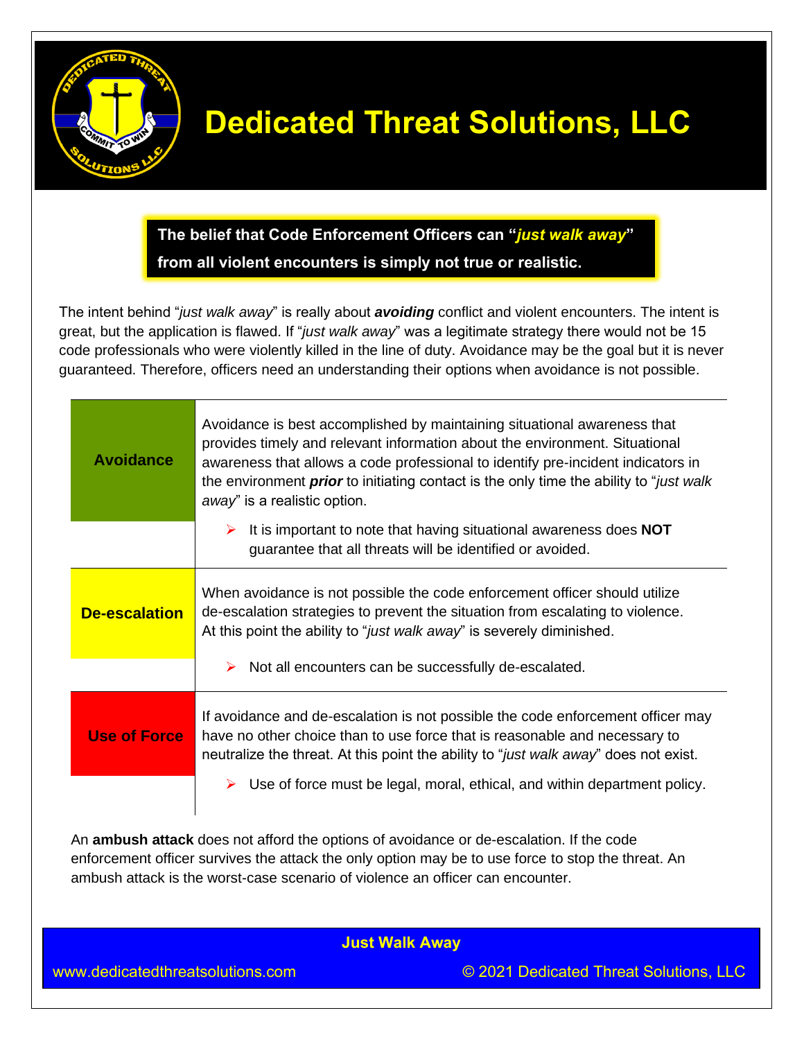# Dedicated Threat Solutions, LLC

**The belief that Code Enforcement Officers can "*just walk away*" from all violent encounters is simply not true or realistic.**

The intent behind "*just walk away*" is really about ***avoiding*** conflict and violent encounters. The intent is great, but the application is flawed. If "*just walk away*" was a legitimate strategy there would not be 15 code professionals who were violently killed in the line of duty. Avoidance may be the goal but it is never guaranteed. Therefore, officers need an understanding their options when avoidance is not possible.

| | |
|---|---|
| **Avoidance** | Avoidance is best accomplished by maintaining situational awareness that provides timely and relevant information about the environment. Situational awareness that allows a code professional to identify pre-incident indicators in the environment ***prior*** to initiating contact is the only time the ability to "*just walk away*" is a realistic option.<br><br>➢ It is important to note that having situational awareness does **NOT** guarantee that all threats will be identified or avoided. |
| **De-escalation** | When avoidance is not possible the code enforcement officer should utilize de-escalation strategies to prevent the situation from escalating to violence. At this point the ability to "*just walk away*" is severely diminished.<br><br>➢ Not all encounters can be successfully de-escalated. |
| **Use of Force** | If avoidance and de-escalation is not possible the code enforcement officer may have no other choice than to use force that is reasonable and necessary to neutralize the threat. At this point the ability to "*just walk away*" does not exist.<br><br>➢ Use of force must be legal, moral, ethical, and within department policy. |

An **ambush attack** does not afford the options of avoidance or de-escalation. If the code enforcement officer survives the attack the only option may be to use force to stop the threat. An ambush attack is the worst-case scenario of violence an officer can encounter.

**Just Walk Away**

www.dedicatedthreatsolutions.com © 2021 Dedicated Threat Solutions, LLC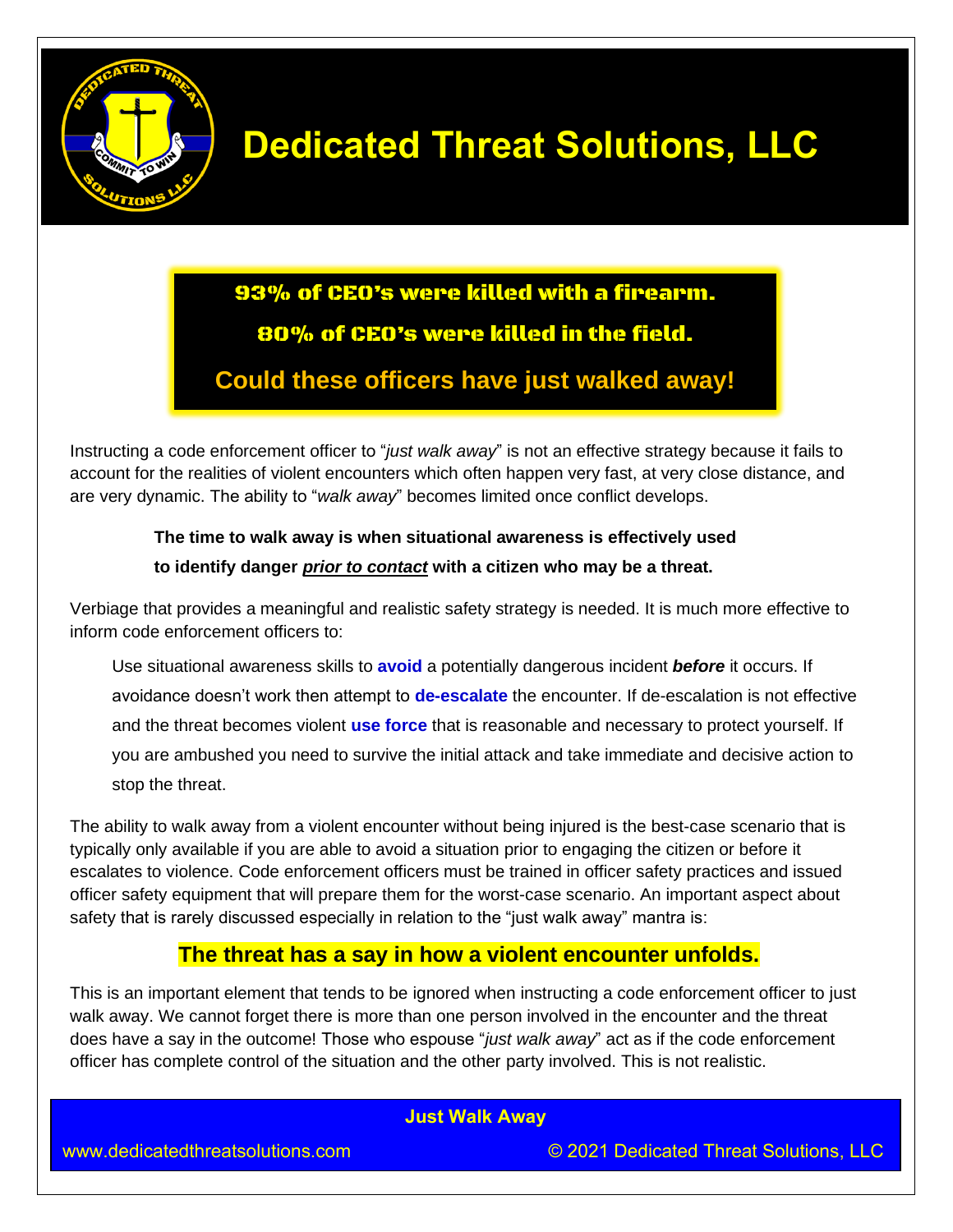# Dedicated Threat Solutions, LLC

**93% of CEO's were killed with a firearm.**

**80% of CEO's were killed in the field.**

**Could these officers have just walked away!**

Instructing a code enforcement officer to "*just walk away*" is not an effective strategy because it fails to account for the realities of violent encounters which often happen very fast, at very close distance, and are very dynamic. The ability to "*walk away*" becomes limited once conflict develops.

> **The time to walk away is when situational awareness is effectively used to identify danger *prior to contact* with a citizen who may be a threat.**

Verbiage that provides a meaningful and realistic safety strategy is needed. It is much more effective to inform code enforcement officers to:

> Use situational awareness skills to **avoid** a potentially dangerous incident ***before*** it occurs. If avoidance doesn't work then attempt to **de-escalate** the encounter. If de-escalation is not effective and the threat becomes violent **use force** that is reasonable and necessary to protect yourself. If you are ambushed you need to survive the initial attack and take immediate and decisive action to stop the threat.

The ability to walk away from a violent encounter without being injured is the best-case scenario that is typically only available if you are able to avoid a situation prior to engaging the citizen or before it escalates to violence. Code enforcement officers must be trained in officer safety practices and issued officer safety equipment that will prepare them for the worst-case scenario. An important aspect about safety that is rarely discussed especially in relation to the "just walk away" mantra is:

**The threat has a say in how a violent encounter unfolds.**

This is an important element that tends to be ignored when instructing a code enforcement officer to just walk away. We cannot forget there is more than one person involved in the encounter and the threat does have a say in the outcome! Those who espouse "*just walk away*" act as if the code enforcement officer has complete control of the situation and the other party involved. This is not realistic.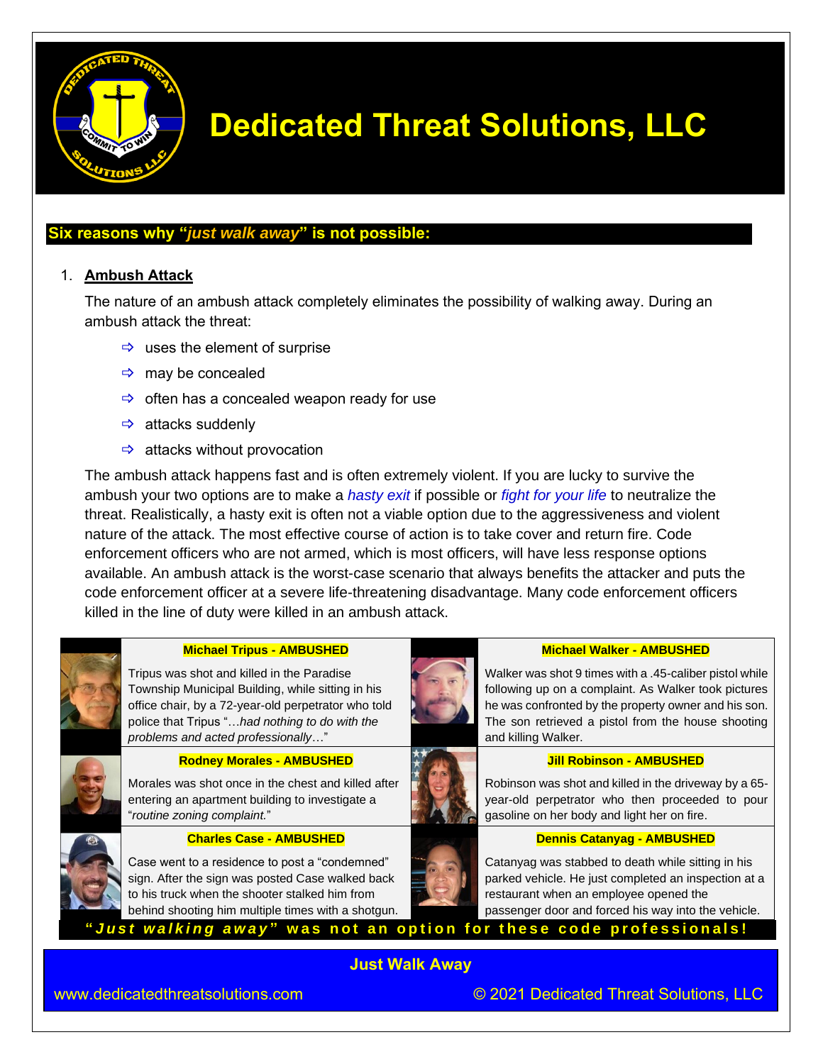# Dedicated Threat Solutions, LLC

## Six reasons why "*just walk away*" is not possible:

1. **Ambush Attack**

   The nature of an ambush attack completely eliminates the possibility of walking away. During an ambush attack the threat:

   - uses the element of surprise
   - may be concealed
   - often has a concealed weapon ready for use
   - attacks suddenly
   - attacks without provocation

   The ambush attack happens fast and is often extremely violent. If you are lucky to survive the ambush your two options are to make a *hasty exit* if possible or *fight for your life* to neutralize the threat. Realistically, a hasty exit is often not a viable option due to the aggressiveness and violent nature of the attack. The most effective course of action is to take cover and return fire. Code enforcement officers who are not armed, which is most officers, will have less response options available. An ambush attack is the worst-case scenario that always benefits the attacker and puts the code enforcement officer at a severe life-threatening disadvantage. Many code enforcement officers killed in the line of duty were killed in an ambush attack.

**Michael Tripus - AMBUSHED**

Tripus was shot and killed in the Paradise Township Municipal Building, while sitting in his office chair, by a 72-year-old perpetrator who told police that Tripus "…*had nothing to do with the problems and acted professionally*…"

**Michael Walker - AMBUSHED**

Walker was shot 9 times with a .45-caliber pistol while following up on a complaint. As Walker took pictures he was confronted by the property owner and his son. The son retrieved a pistol from the house shooting and killing Walker.

**Rodney Morales - AMBUSHED**

Morales was shot once in the chest and killed after entering an apartment building to investigate a "*routine zoning complaint.*"

**Jill Robinson - AMBUSHED**

Robinson was shot and killed in the driveway by a 65-year-old perpetrator who then proceeded to pour gasoline on her body and light her on fire.

**Charles Case - AMBUSHED**

Case went to a residence to post a "condemned" sign. After the sign was posted Case walked back to his truck when the shooter stalked him from behind shooting him multiple times with a shotgun.

**Dennis Catanyag - AMBUSHED**

Catanyag was stabbed to death while sitting in his parked vehicle. He just completed an inspection at a restaurant when an employee opened the passenger door and forced his way into the vehicle.

**"*Just walking away*" was not an option for these code professionals!**

**Just Walk Away**

www.dedicatedthreatsolutions.com © 2021 Dedicated Threat Solutions, LLC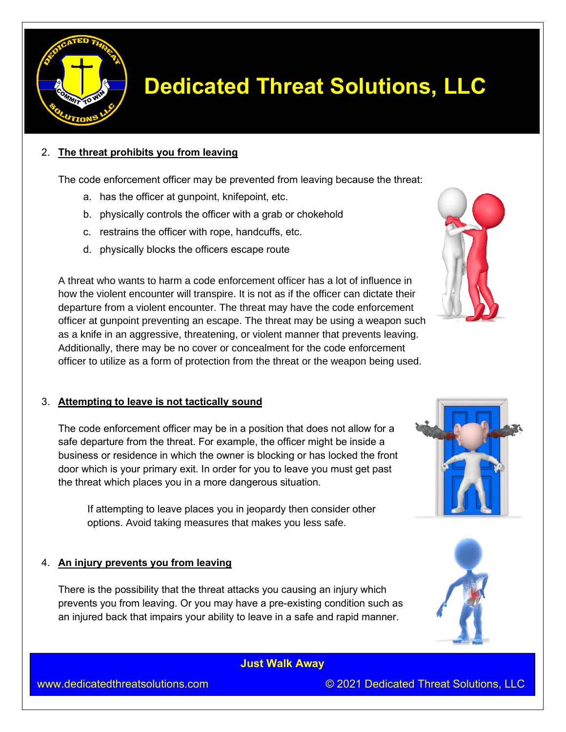2. **The threat prohibits you from leaving**

   The code enforcement officer may be prevented from leaving because the threat:

   a. has the officer at gunpoint, knifepoint, etc.
   b. physically controls the officer with a grab or chokehold
   c. restrains the officer with rope, handcuffs, etc.
   d. physically blocks the officers escape route

   A threat who wants to harm a code enforcement officer has a lot of influence in how the violent encounter will transpire. It is not as if the officer can dictate their departure from a violent encounter. The threat may have the code enforcement officer at gunpoint preventing an escape. The threat may be using a weapon such as a knife in an aggressive, threatening, or violent manner that prevents leaving. Additionally, there may be no cover or concealment for the code enforcement officer to utilize as a form of protection from the threat or the weapon being used.

3. **Attempting to leave is not tactically sound**

   The code enforcement officer may be in a position that does not allow for a safe departure from the threat. For example, the officer might be inside a business or residence in which the owner is blocking or has locked the front door which is your primary exit. In order for you to leave you must get past the threat which places you in a more dangerous situation.

   If attempting to leave places you in jeopardy then consider other options. Avoid taking measures that makes you less safe.

4. **An injury prevents you from leaving**

   There is the possibility that the threat attacks you causing an injury which prevents you from leaving. Or you may have a pre-existing condition such as an injured back that impairs your ability to leave in a safe and rapid manner.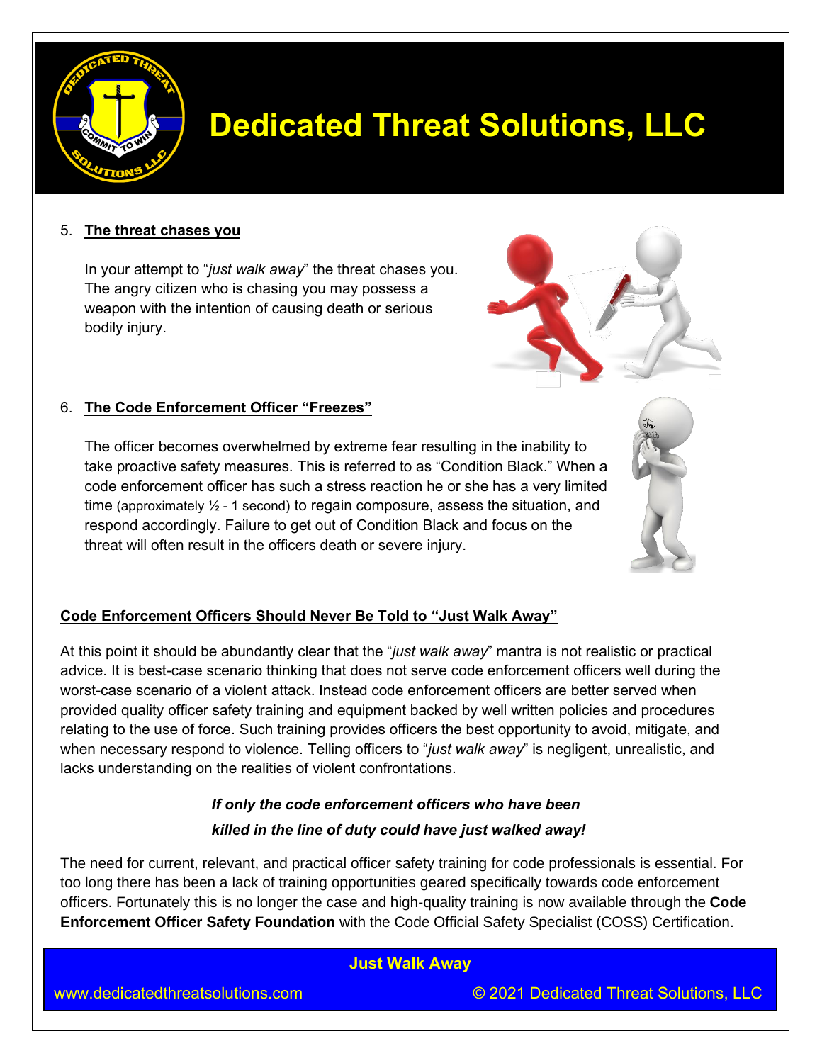5. **The threat chases you**

   In your attempt to "*just walk away*" the threat chases you. The angry citizen who is chasing you may possess a weapon with the intention of causing death or serious bodily injury.

6. **The Code Enforcement Officer "Freezes"**

   The officer becomes overwhelmed by extreme fear resulting in the inability to take proactive safety measures. This is referred to as "Condition Black." When a code enforcement officer has such a stress reaction he or she has a very limited time (approximately ½ - 1 second) to regain composure, assess the situation, and respond accordingly. Failure to get out of Condition Black and focus on the threat will often result in the officers death or severe injury.

**Code Enforcement Officers Should Never Be Told to "Just Walk Away"**

At this point it should be abundantly clear that the "*just walk away*" mantra is not realistic or practical advice. It is best-case scenario thinking that does not serve code enforcement officers well during the worst-case scenario of a violent attack. Instead code enforcement officers are better served when provided quality officer safety training and equipment backed by well written policies and procedures relating to the use of force. Such training provides officers the best opportunity to avoid, mitigate, and when necessary respond to violence. Telling officers to "*just walk away*" is negligent, unrealistic, and lacks understanding on the realities of violent confrontations.

***If only the code enforcement officers who have been killed in the line of duty could have just walked away!***

The need for current, relevant, and practical officer safety training for code professionals is essential. For too long there has been a lack of training opportunities geared specifically towards code enforcement officers. Fortunately this is no longer the case and high-quality training is now available through the **Code Enforcement Officer Safety Foundation** with the Code Official Safety Specialist (COSS) Certification.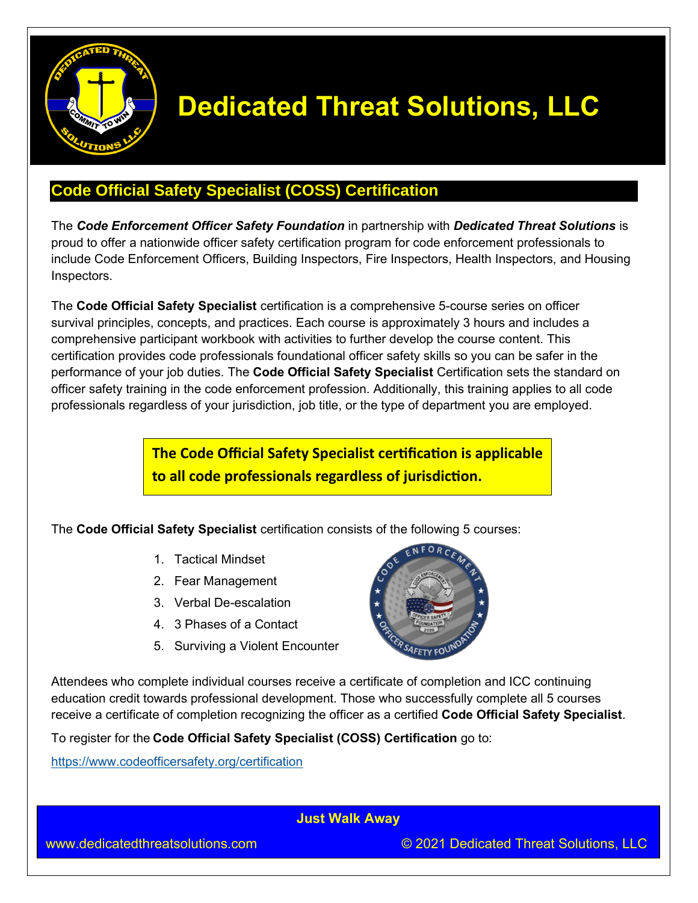# Dedicated Threat Solutions, LLC

## Code Official Safety Specialist (COSS) Certification

The ***Code Enforcement Officer Safety Foundation*** in partnership with ***Dedicated Threat Solutions*** is proud to offer a nationwide officer safety certification program for code enforcement professionals to include Code Enforcement Officers, Building Inspectors, Fire Inspectors, Health Inspectors, and Housing Inspectors.

The **Code Official Safety Specialist** certification is a comprehensive 5-course series on officer survival principles, concepts, and practices. Each course is approximately 3 hours and includes a comprehensive participant workbook with activities to further develop the course content. This certification provides code professionals foundational officer safety skills so you can be safer in the performance of your job duties. The **Code Official Safety Specialist** Certification sets the standard on officer safety training in the code enforcement profession. Additionally, this training applies to all code professionals regardless of your jurisdiction, job title, or the type of department you are employed.

**The Code Official Safety Specialist certification is applicable to all code professionals regardless of jurisdiction.**

The **Code Official Safety Specialist** certification consists of the following 5 courses:

1. Tactical Mindset
2. Fear Management
3. Verbal De-escalation
4. 3 Phases of a Contact
5. Surviving a Violent Encounter

Attendees who complete individual courses receive a certificate of completion and ICC continuing education credit towards professional development. Those who successfully complete all 5 courses receive a certificate of completion recognizing the officer as a certified **Code Official Safety Specialist**.

To register for the **Code Official Safety Specialist (COSS) Certification** go to:

https://www.codeofficersafety.org/certification

**Just Walk Away**

www.dedicatedthreatsolutions.com © 2021 Dedicated Threat Solutions, LLC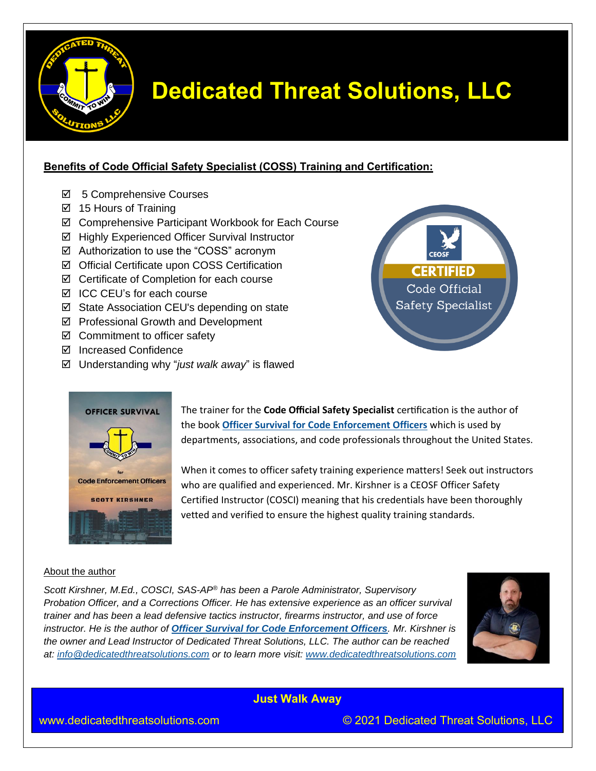# Dedicated Threat Solutions, LLC

**Benefits of Code Official Safety Specialist (COSS) Training and Certification:**

- ☑ 5 Comprehensive Courses
- ☑ 15 Hours of Training
- ☑ Comprehensive Participant Workbook for Each Course
- ☑ Highly Experienced Officer Survival Instructor
- ☑ Authorization to use the "COSS" acronym
- ☑ Official Certificate upon COSS Certification
- ☑ Certificate of Completion for each course
- ☑ ICC CEU's for each course
- ☑ State Association CEU's depending on state
- ☑ Professional Growth and Development
- ☑ Commitment to officer safety
- ☑ Increased Confidence
- ☑ Understanding why "*just walk away*" is flawed

The trainer for the **Code Official Safety Specialist** certification is the author of the book **Officer Survival for Code Enforcement Officers** which is used by departments, associations, and code professionals throughout the United States.

When it comes to officer safety training experience matters! Seek out instructors who are qualified and experienced. Mr. Kirshner is a CEOSF Officer Safety Certified Instructor (COSCI) meaning that his credentials have been thoroughly vetted and verified to ensure the highest quality training standards.

About the author

*Scott Kirshner, M.Ed., COSCI, SAS-AP® has been a Parole Administrator, Supervisory Probation Officer, and a Corrections Officer. He has extensive experience as an officer survival trainer and has been a lead defensive tactics instructor, firearms instructor, and use of force instructor. He is the author of* ***Officer Survival for Code Enforcement Officers****. Mr. Kirshner is the owner and Lead Instructor of Dedicated Threat Solutions, LLC. The author can be reached at: info@dedicatedthreatsolutions.com or to learn more visit: www.dedicatedthreatsolutions.com*

**Just Walk Away**

www.dedicatedthreatsolutions.com © 2021 Dedicated Threat Solutions, LLC